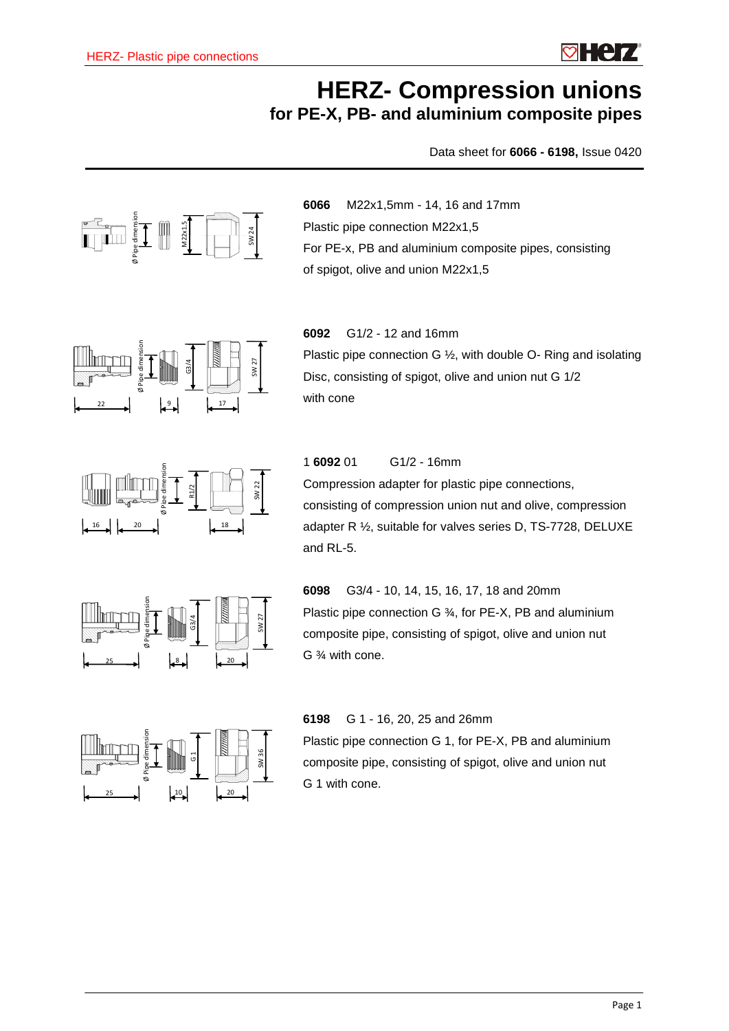# HERZ- Compression unions

## for PE-X, PB- and aluminium composite pipes

Data sheet for **6066 - 6198,** Issue 0420

**6066** M22x1,5mm - 14, 16 and 17mm

Plastic pipe connection M22x1,5

For PE-x, PB and aluminium composite pipes, consisting of spigot, olive and union M22x1,5

**6092** G1/2 - 12 and 16mm

Plastic pipe connection G ½, with double O- Ring and isolating Disc, consisting of spigot, olive and union nut G 1/2 with cone

1 **6092** 01 G1/2 - 16mm

Compression adapter for plastic pipe connections, consisting of compression union nut and olive, compression adapter R ½, suitable for valves series D, TS-7728, DELUXE and RL-5.

**6098** G3/4 - 10, 14, 15, 16, 17, 18 and 20mm

Plastic pipe connection G ¾, for PE-X, PB and aluminium composite pipe, consisting of spigot, olive and union nut G ¾ with cone.

**6198** G 1 - 16, 20, 25 and 26mm

Plastic pipe connection G 1, for PE-X, PB and aluminium composite pipe, consisting of spigot, olive and union nut G 1 with cone.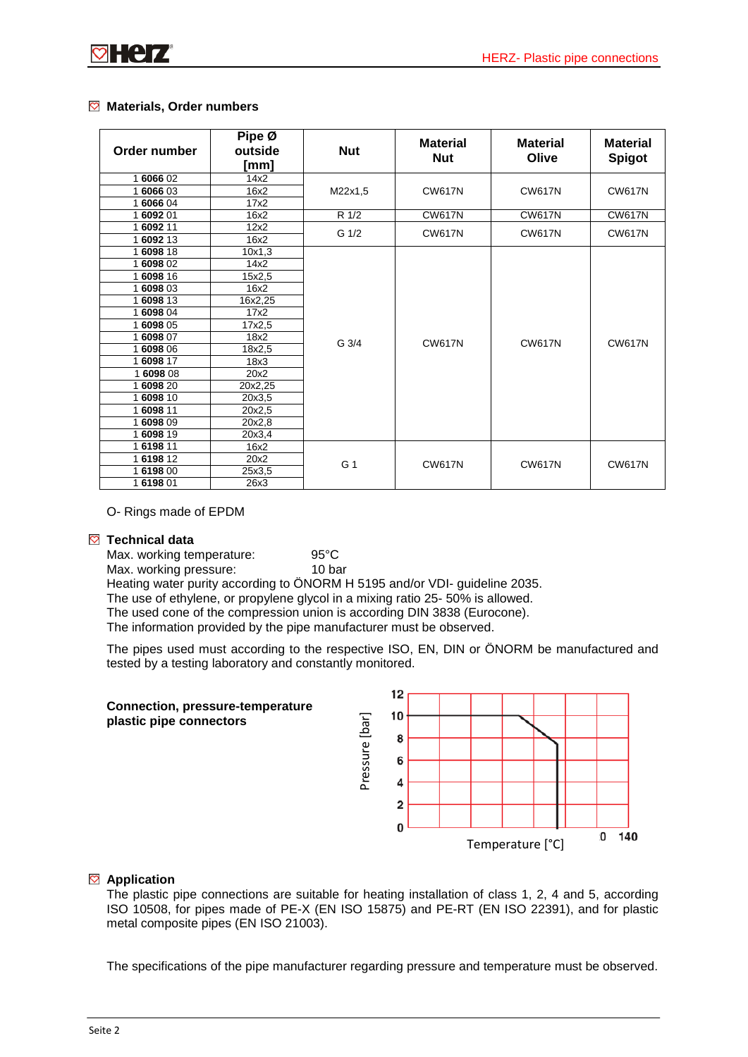## Materials, Order numbers

| Order number | Pipe Ø outside [mm] | Nut | Material Nut | Material Olive | Material Spigot |
|---|---|---|---|---|---|
| 1 **6066** 02 | 14x2 | M22x1,5 | CW617N | CW617N | CW617N |
| 1 **6066** 03 | 16x2 | | | | |
| 1 **6066** 04 | 17x2 | | | | |
| 1 **6092** 01 | 16x2 | R 1/2 | CW617N | CW617N | CW617N |
| 1 **6092** 11 | 12x2 | G 1/2 | CW617N | CW617N | CW617N |
| 1 **6092** 13 | 16x2 | | | | |
| 1 **6098** 18 | 10x1,3 | G 3/4 | CW617N | CW617N | CW617N |
| 1 **6098** 02 | 14x2 | | | | |
| 1 **6098** 16 | 15x2,5 | | | | |
| 1 **6098** 03 | 16x2 | | | | |
| 1 **6098** 13 | 16x2,25 | | | | |
| 1 **6098** 04 | 17x2 | | | | |
| 1 **6098** 05 | 17x2,5 | | | | |
| 1 **6098** 07 | 18x2 | | | | |
| 1 **6098** 06 | 18x2,5 | | | | |
| 1 **6098** 17 | 18x3 | | | | |
| 1 **6098** 08 | 20x2 | | | | |
| 1 **6098** 20 | 20x2,25 | | | | |
| 1 **6098** 10 | 20x3,5 | | | | |
| 1 **6098** 11 | 20x2,5 | | | | |
| 1 **6098** 09 | 20x2,8 | | | | |
| 1 **6098** 19 | 20x3,4 | | | | |
| 1 **6198** 11 | 16x2 | G 1 | CW617N | CW617N | CW617N |
| 1 **6198** 12 | 20x2 | | | | |
| 1 **6198** 00 | 25x3,5 | | | | |
| 1 **6198** 01 | 26x3 | | | | |

O- Rings made of EPDM

## Technical data

Max. working temperature: 95°C
Max. working pressure: 10 bar
Heating water purity according to ÖNORM H 5195 and/or VDI- guideline 2035.
The use of ethylene, or propylene glycol in a mixing ratio 25- 50% is allowed.
The used cone of the compression union is according DIN 3838 (Eurocone).
The information provided by the pipe manufacturer must be observed.

The pipes used must according to the respective ISO, EN, DIN or ÖNORM be manufactured and tested by a testing laboratory and constantly monitored.

**Connection, pressure-temperature plastic pipe connectors**

## Application

The plastic pipe connections are suitable for heating installation of class 1, 2, 4 and 5, according ISO 10508, for pipes made of PE-X (EN ISO 15875) and PE-RT (EN ISO 22391), and for plastic metal composite pipes (EN ISO 21003).

The specifications of the pipe manufacturer regarding pressure and temperature must be observed.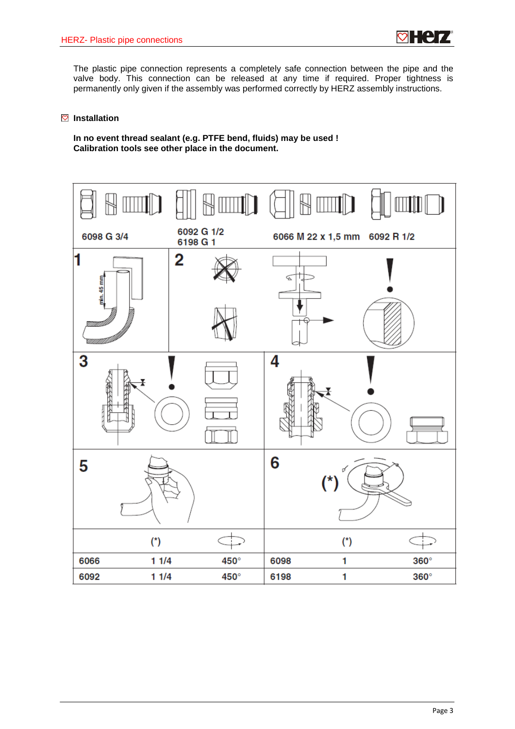The plastic pipe connection represents a completely safe connection between the pipe and the valve body. This connection can be released at any time if required. Proper tightness is permanently only given if the assembly was performed correctly by HERZ assembly instructions.

## Installation

**In no event thread sealant (e.g. PTFE bend, fluids) may be used !**
**Calibration tools see other place in the document.**

6098 G 3/4

6092 G 1/2
6198 G 1

6066 M 22 x 1,5 mm

6092 R 1/2

1 min. 45 mm

2

3

4

5

6 (*)

| | (*) | | | (*) | |
|---|---|---|---|---|---|
| 6066 | 1 1/4 | 450° | 6098 | 1 | 360° |
| 6092 | 1 1/4 | 450° | 6198 | 1 | 360° |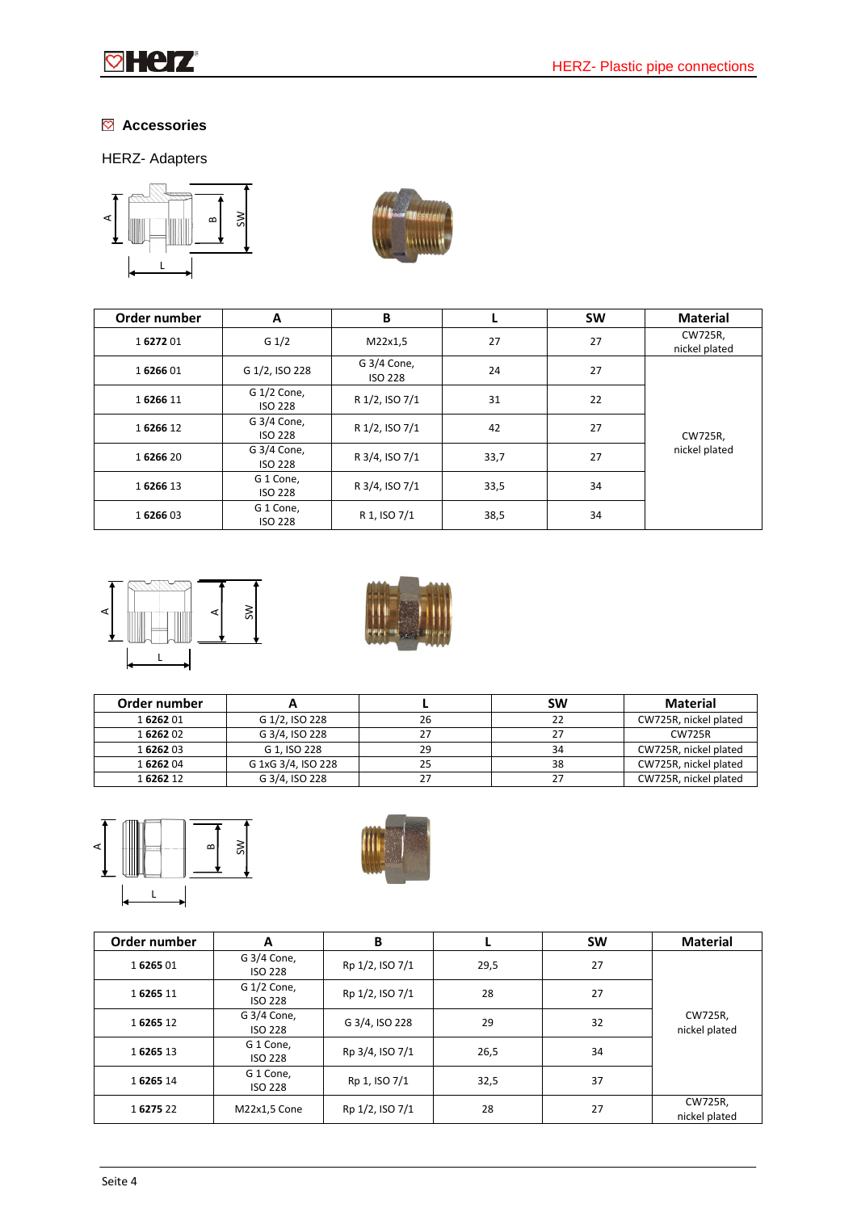## Accessories

HERZ- Adapters

| Order number | A | B | L | SW | Material |
|---|---|---|---|---|---|
| 1 **6272** 01 | G 1/2 | M22x1,5 | 27 | 27 | CW725R, nickel plated |
| 1 **6266** 01 | G 1/2, ISO 228 | G 3/4 Cone, ISO 228 | 24 | 27 | CW725R, nickel plated |
| 1 **6266** 11 | G 1/2 Cone, ISO 228 | R 1/2, ISO 7/1 | 31 | 22 | |
| 1 **6266** 12 | G 3/4 Cone, ISO 228 | R 1/2, ISO 7/1 | 42 | 27 | |
| 1 **6266** 20 | G 3/4 Cone, ISO 228 | R 3/4, ISO 7/1 | 33,7 | 27 | |
| 1 **6266** 13 | G 1 Cone, ISO 228 | R 3/4, ISO 7/1 | 33,5 | 34 | |
| 1 **6266** 03 | G 1 Cone, ISO 228 | R 1, ISO 7/1 | 38,5 | 34 | |

| Order number | A | L | SW | Material |
|---|---|---|---|---|
| 1 **6262** 01 | G 1/2, ISO 228 | 26 | 22 | CW725R, nickel plated |
| 1 **6262** 02 | G 3/4, ISO 228 | 27 | 27 | CW725R |
| 1 **6262** 03 | G 1, ISO 228 | 29 | 34 | CW725R, nickel plated |
| 1 **6262** 04 | G 1xG 3/4, ISO 228 | 25 | 38 | CW725R, nickel plated |
| 1 **6262** 12 | G 3/4, ISO 228 | 27 | 27 | CW725R, nickel plated |

| Order number | A | B | L | SW | Material |
|---|---|---|---|---|---|
| 1 **6265** 01 | G 3/4 Cone, ISO 228 | Rp 1/2, ISO 7/1 | 29,5 | 27 | CW725R, nickel plated |
| 1 **6265** 11 | G 1/2 Cone, ISO 228 | Rp 1/2, ISO 7/1 | 28 | 27 | |
| 1 **6265** 12 | G 3/4 Cone, ISO 228 | G 3/4, ISO 228 | 29 | 32 | |
| 1 **6265** 13 | G 1 Cone, ISO 228 | Rp 3/4, ISO 7/1 | 26,5 | 34 | |
| 1 **6265** 14 | G 1 Cone, ISO 228 | Rp 1, ISO 7/1 | 32,5 | 37 | |
| 1 **6275** 22 | M22x1,5 Cone | Rp 1/2, ISO 7/1 | 28 | 27 | CW725R, nickel plated |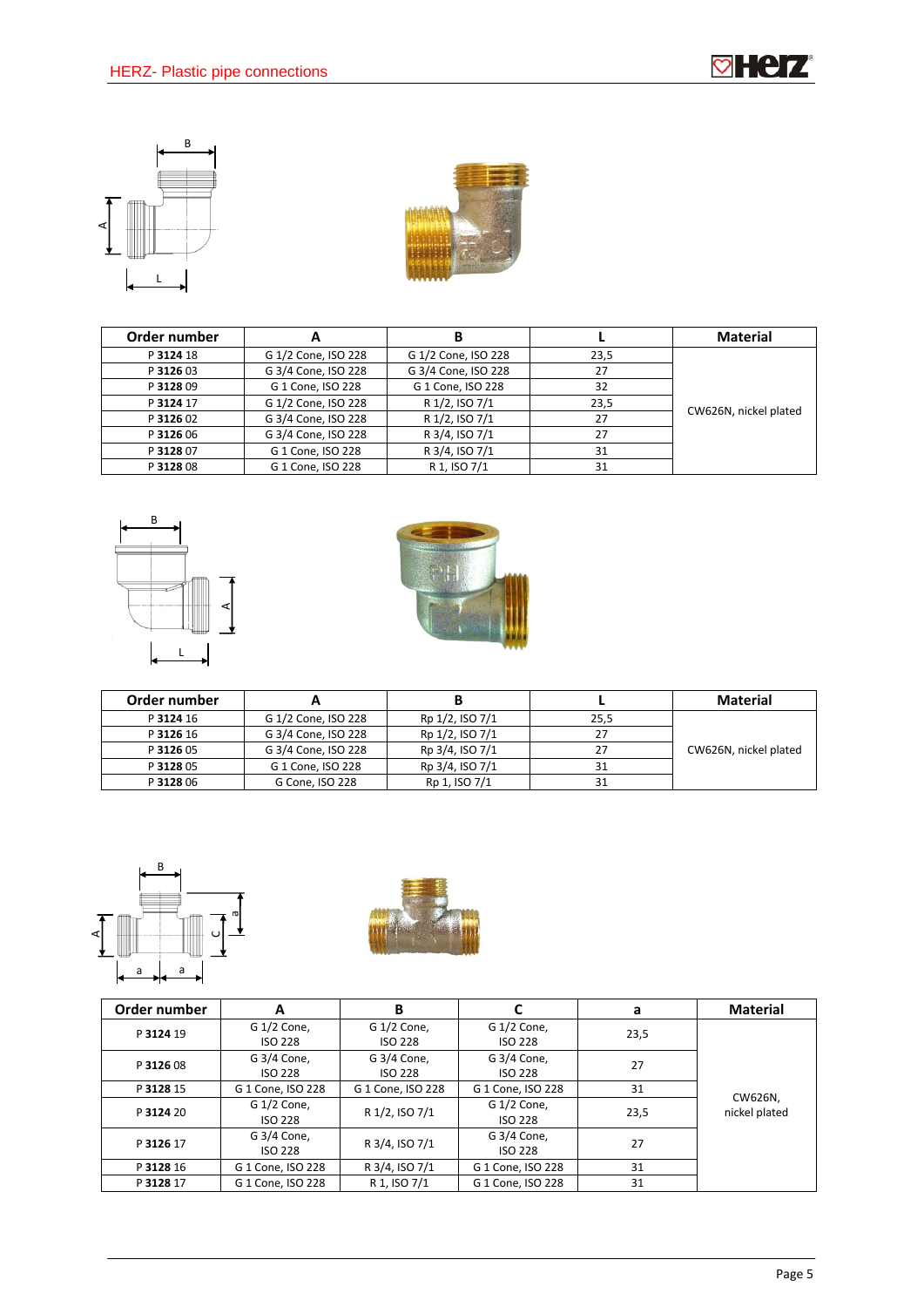| Order number | A | B | L | Material |
|---|---|---|---|---|
| P **3124** 18 | G 1/2 Cone, ISO 228 | G 1/2 Cone, ISO 228 | 23,5 | CW626N, nickel plated |
| P **3126** 03 | G 3/4 Cone, ISO 228 | G 3/4 Cone, ISO 228 | 27 | |
| P **3128** 09 | G 1 Cone, ISO 228 | G 1 Cone, ISO 228 | 32 | |
| P **3124** 17 | G 1/2 Cone, ISO 228 | R 1/2, ISO 7/1 | 23,5 | |
| P **3126** 02 | G 3/4 Cone, ISO 228 | R 1/2, ISO 7/1 | 27 | |
| P **3126** 06 | G 3/4 Cone, ISO 228 | R 3/4, ISO 7/1 | 27 | |
| P **3128** 07 | G 1 Cone, ISO 228 | R 3/4, ISO 7/1 | 31 | |
| P **3128** 08 | G 1 Cone, ISO 228 | R 1, ISO 7/1 | 31 | |

| Order number | A | B | L | Material |
|---|---|---|---|---|
| P **3124** 16 | G 1/2 Cone, ISO 228 | Rp 1/2, ISO 7/1 | 25,5 | CW626N, nickel plated |
| P **3126** 16 | G 3/4 Cone, ISO 228 | Rp 1/2, ISO 7/1 | 27 | |
| P **3126** 05 | G 3/4 Cone, ISO 228 | Rp 3/4, ISO 7/1 | 27 | |
| P **3128** 05 | G 1 Cone, ISO 228 | Rp 3/4, ISO 7/1 | 31 | |
| P **3128** 06 | G Cone, ISO 228 | Rp 1, ISO 7/1 | 31 | |

| Order number | A | B | C | a | Material |
|---|---|---|---|---|---|
| P **3124** 19 | G 1/2 Cone, ISO 228 | G 1/2 Cone, ISO 228 | G 1/2 Cone, ISO 228 | 23,5 | CW626N, nickel plated |
| P **3126** 08 | G 3/4 Cone, ISO 228 | G 3/4 Cone, ISO 228 | G 3/4 Cone, ISO 228 | 27 | |
| P **3128** 15 | G 1 Cone, ISO 228 | G 1 Cone, ISO 228 | G 1 Cone, ISO 228 | 31 | |
| P **3124** 20 | G 1/2 Cone, ISO 228 | R 1/2, ISO 7/1 | G 1/2 Cone, ISO 228 | 23,5 | |
| P **3126** 17 | G 3/4 Cone, ISO 228 | R 3/4, ISO 7/1 | G 3/4 Cone, ISO 228 | 27 | |
| P **3128** 16 | G 1 Cone, ISO 228 | R 3/4, ISO 7/1 | G 1 Cone, ISO 228 | 31 | |
| P **3128** 17 | G 1 Cone, ISO 228 | R 1, ISO 7/1 | G 1 Cone, ISO 228 | 31 | |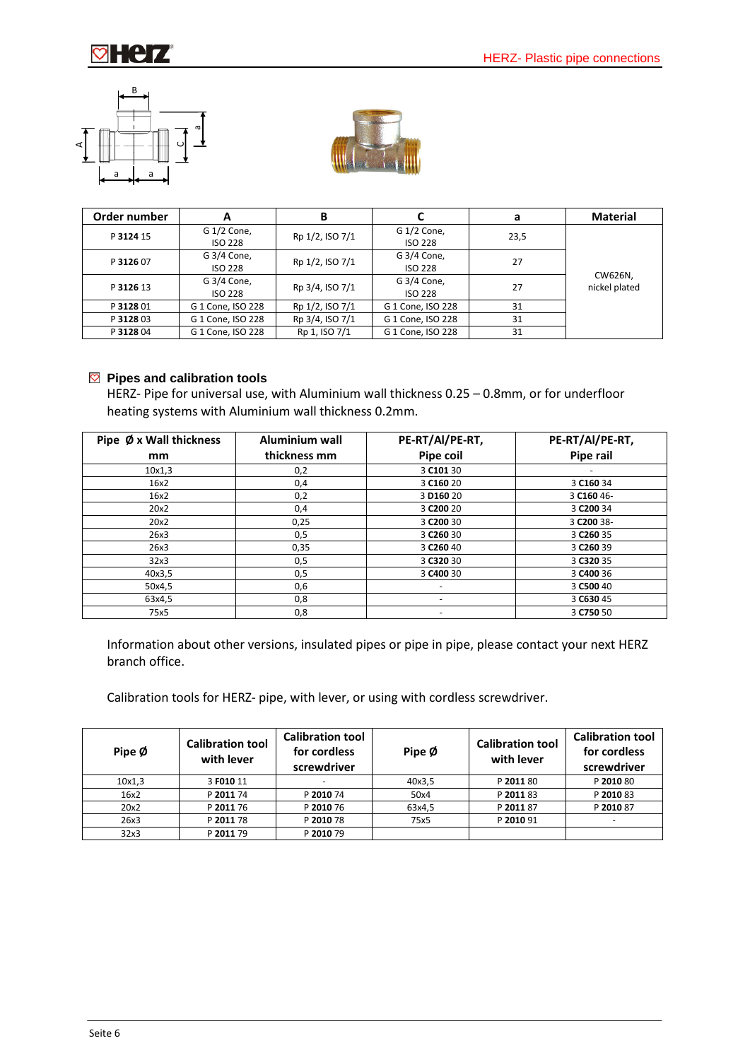| Order number | A | B | C | a | Material |
|---|---|---|---|---|---|
| P **3124** 15 | G 1/2 Cone, ISO 228 | Rp 1/2, ISO 7/1 | G 1/2 Cone, ISO 228 | 23,5 | CW626N, nickel plated |
| P **3126** 07 | G 3/4 Cone, ISO 228 | Rp 1/2, ISO 7/1 | G 3/4 Cone, ISO 228 | 27 | |
| P **3126** 13 | G 3/4 Cone, ISO 228 | Rp 3/4, ISO 7/1 | G 3/4 Cone, ISO 228 | 27 | |
| P **3128** 01 | G 1 Cone, ISO 228 | Rp 1/2, ISO 7/1 | G 1 Cone, ISO 228 | 31 | |
| P **3128** 03 | G 1 Cone, ISO 228 | Rp 3/4, ISO 7/1 | G 1 Cone, ISO 228 | 31 | |
| P **3128** 04 | G 1 Cone, ISO 228 | Rp 1, ISO 7/1 | G 1 Cone, ISO 228 | 31 | |

## Pipes and calibration tools

HERZ- Pipe for universal use, with Aluminium wall thickness 0.25 – 0.8mm, or for underfloor heating systems with Aluminium wall thickness 0.2mm.

| Pipe Ø x Wall thickness mm | Aluminium wall thickness mm | PE-RT/Al/PE-RT, Pipe coil | PE-RT/Al/PE-RT, Pipe rail |
|---|---|---|---|
| 10x1,3 | 0,2 | 3 **C101** 30 | - |
| 16x2 | 0,4 | 3 **C160** 20 | 3 **C160** 34 |
| 16x2 | 0,2 | 3 **D160** 20 | 3 **C160** 46- |
| 20x2 | 0,4 | 3 **C200** 20 | 3 **C200** 34 |
| 20x2 | 0,25 | 3 **C200** 30 | 3 **C200** 38- |
| 26x3 | 0,5 | 3 **C260** 30 | 3 **C260** 35 |
| 26x3 | 0,35 | 3 **C260** 40 | 3 **C260** 39 |
| 32x3 | 0,5 | 3 **C320** 30 | 3 **C320** 35 |
| 40x3,5 | 0,5 | 3 **C400** 30 | 3 **C400** 36 |
| 50x4,5 | 0,6 | - | 3 **C500** 40 |
| 63x4,5 | 0,8 | - | 3 **C630** 45 |
| 75x5 | 0,8 | - | 3 **C750** 50 |

Information about other versions, insulated pipes or pipe in pipe, please contact your next HERZ branch office.

Calibration tools for HERZ- pipe, with lever, or using with cordless screwdriver.

| Pipe Ø | Calibration tool with lever | Calibration tool for cordless screwdriver | Pipe Ø | Calibration tool with lever | Calibration tool for cordless screwdriver |
|---|---|---|---|---|---|
| 10x1,3 | 3 **F010** 11 | - | 40x3,5 | P **2011** 80 | P **2010** 80 |
| 16x2 | P **2011** 74 | P **2010** 74 | 50x4 | P **2011** 83 | P **2010** 83 |
| 20x2 | P **2011** 76 | P **2010** 76 | 63x4,5 | P **2011** 87 | P **2010** 87 |
| 26x3 | P **2011** 78 | P **2010** 78 | 75x5 | P **2010** 91 | - |
| 32x3 | P **2011** 79 | P **2010** 79 | | | |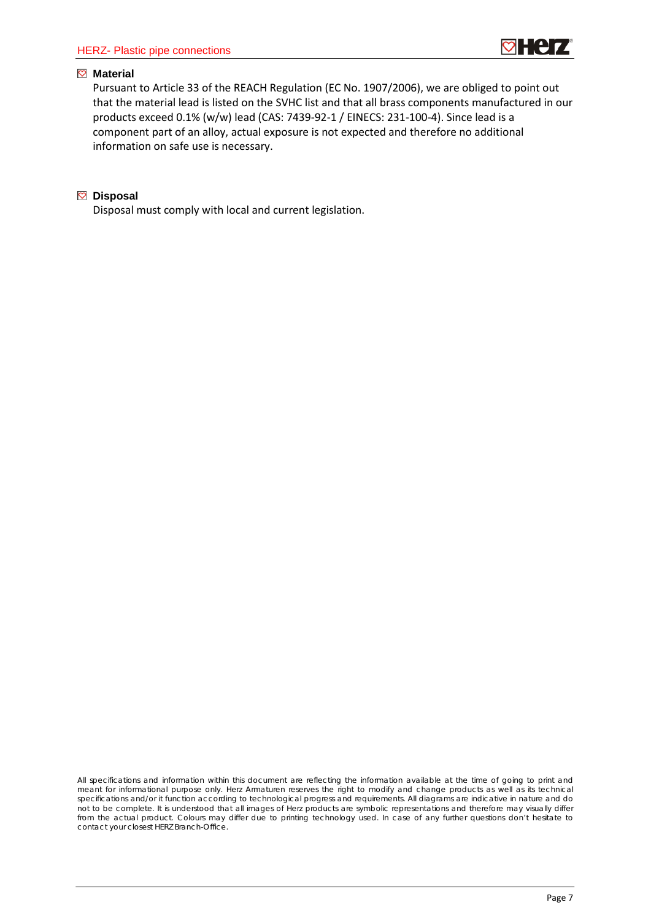## Material

Pursuant to Article 33 of the REACH Regulation (EC No. 1907/2006), we are obliged to point out that the material lead is listed on the SVHC list and that all brass components manufactured in our products exceed 0.1% (w/w) lead (CAS: 7439-92-1 / EINECS: 231-100-4). Since lead is a component part of an alloy, actual exposure is not expected and therefore no additional information on safe use is necessary.

## Disposal

Disposal must comply with local and current legislation.

All specifications and information within this document are reflecting the information available at the time of going to print and meant for informational purpose only. Herz Armaturen reserves the right to modify and change products as well as its technical specifications and/or it function according to technological progress and requirements. All diagrams are indicative in nature and do not to be complete. It is understood that all images of Herz products are symbolic representations and therefore may visually differ from the actual product. Colours may differ due to printing technology used. In case of any further questions don't hesitate to contact your closest HERZ Branch-Office.